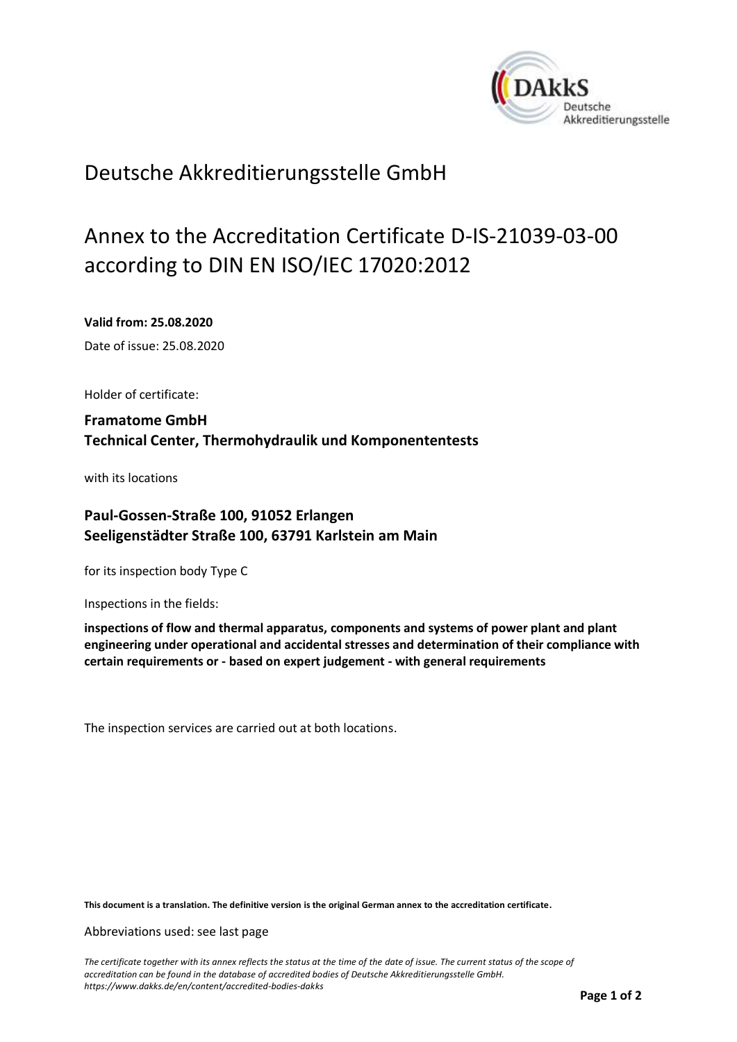# Deutsche Akkreditierungsstelle GmbH

## Annex to the Accreditation Certificate D-IS-21039-03-00 according to DIN EN ISO/IEC 17020:2012

**Valid from: 25.08.2020**

Date of issue: 25.08.2020

Holder of certificate:

**Framatome GmbH**
**Technical Center, Thermohydraulik und Komponententests**

with its locations

### Paul-Gossen-Straße 100, 91052 Erlangen
### Seeligenstädter Straße 100, 63791 Karlstein am Main

for its inspection body Type C

Inspections in the fields:

**inspections of flow and thermal apparatus, components and systems of power plant and plant engineering under operational and accidental stresses and determination of their compliance with certain requirements or - based on expert judgement - with general requirements**

The inspection services are carried out at both locations.

**This document is a translation. The definitive version is the original German annex to the accreditation certificate.**

Abbreviations used: see last page

*The certificate together with its annex reflects the status at the time of the date of issue. The current status of the scope of accreditation can be found in the database of accredited bodies of Deutsche Akkreditierungsstelle GmbH. https://www.dakks.de/en/content/accredited-bodies-dakks*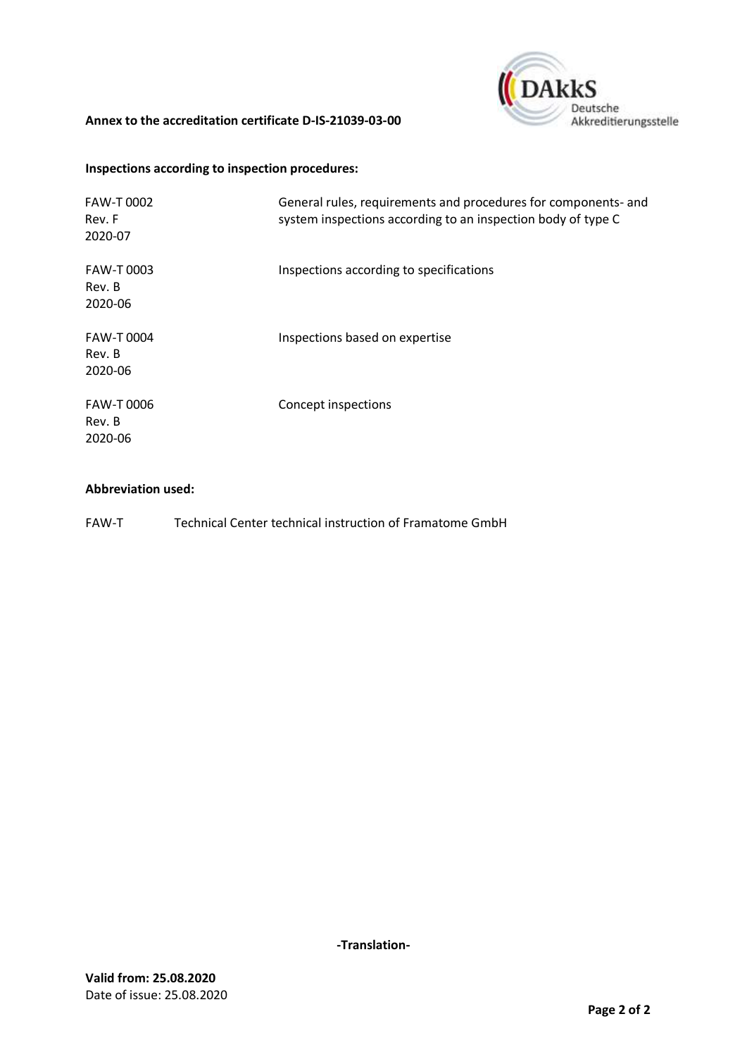**Annex to the accreditation certificate D-IS-21039-03-00**

**Inspections according to inspection procedures:**

| | |
|---|---|
| FAW-T 0002<br>Rev. F<br>2020-07 | General rules, requirements and procedures for components- and system inspections according to an inspection body of type C |
| FAW-T 0003<br>Rev. B<br>2020-06 | Inspections according to specifications |
| FAW-T 0004<br>Rev. B<br>2020-06 | Inspections based on expertise |
| FAW-T 0006<br>Rev. B<br>2020-06 | Concept inspections |

**Abbreviation used:**

FAW-T Technical Center technical instruction of Framatome GmbH

-Translation-

**Valid from: 25.08.2020**
Date of issue: 25.08.2020